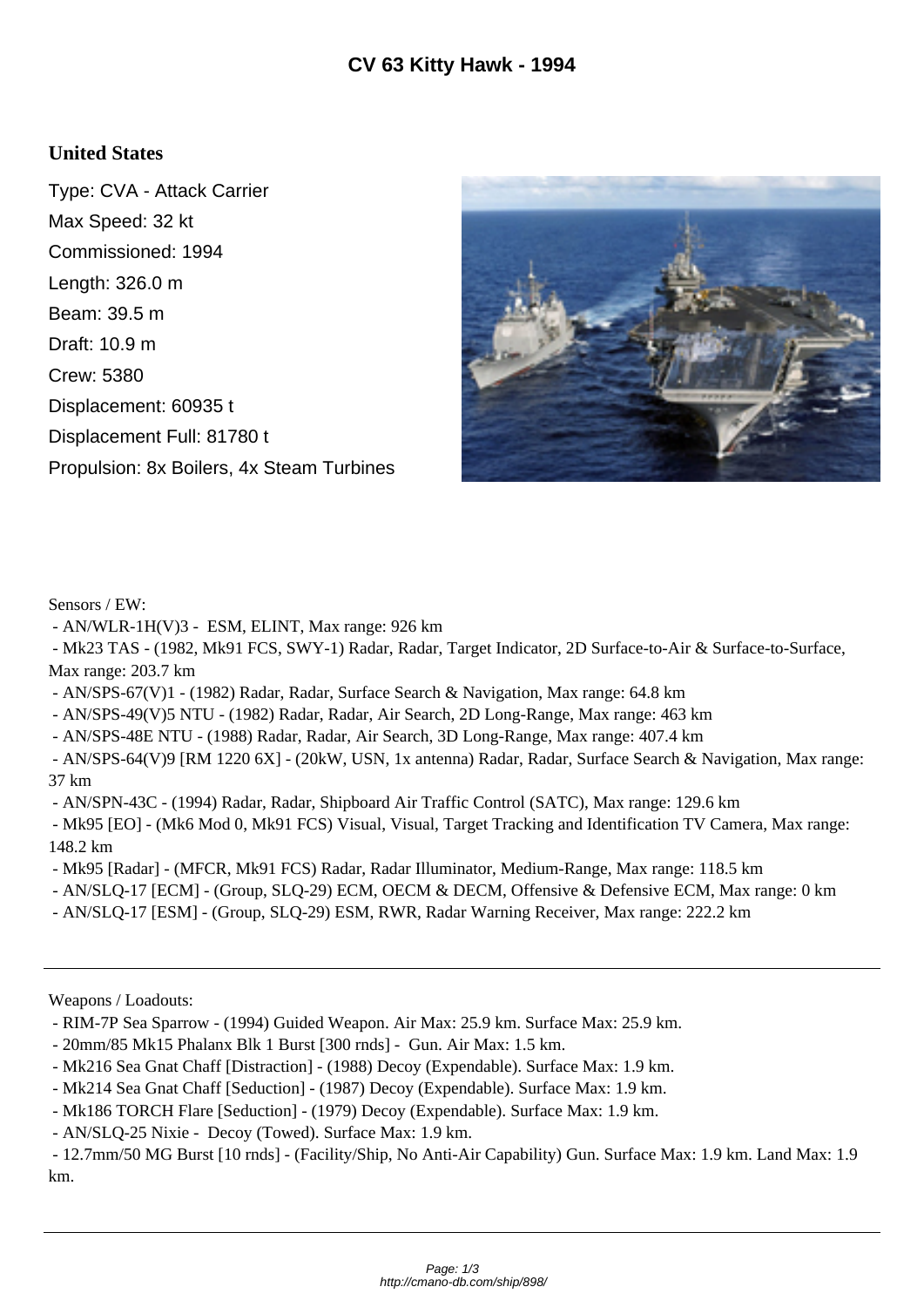# CV 63 Kitty Hawk - 1994

**United States**

Type: CVA - Attack Carrier
Max Speed: 32 kt
Commissioned: 1994
Length: 326.0 m
Beam: 39.5 m
Draft: 10.9 m
Crew: 5380
Displacement: 60935 t
Displacement Full: 81780 t
Propulsion: 8x Boilers, 4x Steam Turbines

Sensors / EW:

- AN/WLR-1H(V)3 - ESM, ELINT, Max range: 926 km
- Mk23 TAS - (1982, Mk91 FCS, SWY-1) Radar, Radar, Target Indicator, 2D Surface-to-Air & Surface-to-Surface, Max range: 203.7 km
- AN/SPS-67(V)1 - (1982) Radar, Radar, Surface Search & Navigation, Max range: 64.8 km
- AN/SPS-49(V)5 NTU - (1982) Radar, Radar, Air Search, 2D Long-Range, Max range: 463 km
- AN/SPS-48E NTU - (1988) Radar, Radar, Air Search, 3D Long-Range, Max range: 407.4 km
- AN/SPS-64(V)9 [RM 1220 6X] - (20kW, USN, 1x antenna) Radar, Radar, Surface Search & Navigation, Max range: 37 km
- AN/SPN-43C - (1994) Radar, Radar, Shipboard Air Traffic Control (SATC), Max range: 129.6 km
- Mk95 [EO] - (Mk6 Mod 0, Mk91 FCS) Visual, Visual, Target Tracking and Identification TV Camera, Max range: 148.2 km
- Mk95 [Radar] - (MFCR, Mk91 FCS) Radar, Radar Illuminator, Medium-Range, Max range: 118.5 km
- AN/SLQ-17 [ECM] - (Group, SLQ-29) ECM, OECM & DECM, Offensive & Defensive ECM, Max range: 0 km
- AN/SLQ-17 [ESM] - (Group, SLQ-29) ESM, RWR, Radar Warning Receiver, Max range: 222.2 km

---

Weapons / Loadouts:

- RIM-7P Sea Sparrow - (1994) Guided Weapon. Air Max: 25.9 km. Surface Max: 25.9 km.
- 20mm/85 Mk15 Phalanx Blk 1 Burst [300 rnds] - Gun. Air Max: 1.5 km.
- Mk216 Sea Gnat Chaff [Distraction] - (1988) Decoy (Expendable). Surface Max: 1.9 km.
- Mk214 Sea Gnat Chaff [Seduction] - (1987) Decoy (Expendable). Surface Max: 1.9 km.
- Mk186 TORCH Flare [Seduction] - (1979) Decoy (Expendable). Surface Max: 1.9 km.
- AN/SLQ-25 Nixie - Decoy (Towed). Surface Max: 1.9 km.
- 12.7mm/50 MG Burst [10 rnds] - (Facility/Ship, No Anti-Air Capability) Gun. Surface Max: 1.9 km. Land Max: 1.9 km.

---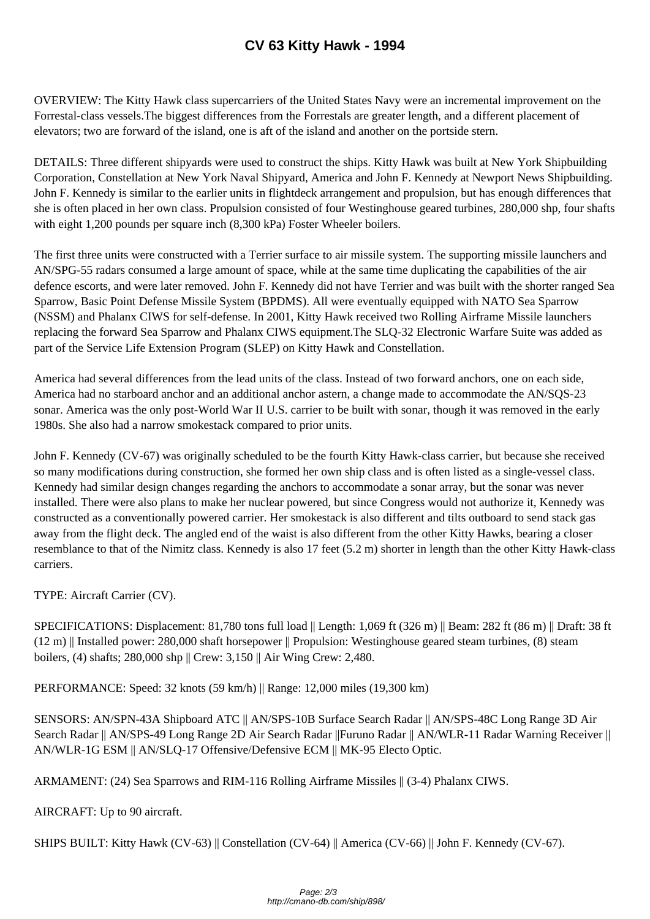# CV 63 Kitty Hawk - 1994

OVERVIEW: The Kitty Hawk class supercarriers of the United States Navy were an incremental improvement on the Forrestal-class vessels.The biggest differences from the Forrestals are greater length, and a different placement of elevators; two are forward of the island, one is aft of the island and another on the portside stern.

DETAILS: Three different shipyards were used to construct the ships. Kitty Hawk was built at New York Shipbuilding Corporation, Constellation at New York Naval Shipyard, America and John F. Kennedy at Newport News Shipbuilding. John F. Kennedy is similar to the earlier units in flightdeck arrangement and propulsion, but has enough differences that she is often placed in her own class. Propulsion consisted of four Westinghouse geared turbines, 280,000 shp, four shafts with eight 1,200 pounds per square inch (8,300 kPa) Foster Wheeler boilers.

The first three units were constructed with a Terrier surface to air missile system. The supporting missile launchers and AN/SPG-55 radars consumed a large amount of space, while at the same time duplicating the capabilities of the air defence escorts, and were later removed. John F. Kennedy did not have Terrier and was built with the shorter ranged Sea Sparrow, Basic Point Defense Missile System (BPDMS). All were eventually equipped with NATO Sea Sparrow (NSSM) and Phalanx CIWS for self-defense. In 2001, Kitty Hawk received two Rolling Airframe Missile launchers replacing the forward Sea Sparrow and Phalanx CIWS equipment.The SLQ-32 Electronic Warfare Suite was added as part of the Service Life Extension Program (SLEP) on Kitty Hawk and Constellation.

America had several differences from the lead units of the class. Instead of two forward anchors, one on each side, America had no starboard anchor and an additional anchor astern, a change made to accommodate the AN/SQS-23 sonar. America was the only post-World War II U.S. carrier to be built with sonar, though it was removed in the early 1980s. She also had a narrow smokestack compared to prior units.

John F. Kennedy (CV-67) was originally scheduled to be the fourth Kitty Hawk-class carrier, but because she received so many modifications during construction, she formed her own ship class and is often listed as a single-vessel class. Kennedy had similar design changes regarding the anchors to accommodate a sonar array, but the sonar was never installed. There were also plans to make her nuclear powered, but since Congress would not authorize it, Kennedy was constructed as a conventionally powered carrier. Her smokestack is also different and tilts outboard to send stack gas away from the flight deck. The angled end of the waist is also different from the other Kitty Hawks, bearing a closer resemblance to that of the Nimitz class. Kennedy is also 17 feet (5.2 m) shorter in length than the other Kitty Hawk-class carriers.

TYPE: Aircraft Carrier (CV).

SPECIFICATIONS: Displacement: 81,780 tons full load || Length: 1,069 ft (326 m) || Beam: 282 ft (86 m) || Draft: 38 ft (12 m) || Installed power: 280,000 shaft horsepower || Propulsion: Westinghouse geared steam turbines, (8) steam boilers, (4) shafts; 280,000 shp || Crew: 3,150 || Air Wing Crew: 2,480.

PERFORMANCE: Speed: 32 knots (59 km/h) || Range: 12,000 miles (19,300 km)

SENSORS: AN/SPN-43A Shipboard ATC || AN/SPS-10B Surface Search Radar || AN/SPS-48C Long Range 3D Air Search Radar || AN/SPS-49 Long Range 2D Air Search Radar ||Furuno Radar || AN/WLR-11 Radar Warning Receiver || AN/WLR-1G ESM || AN/SLQ-17 Offensive/Defensive ECM || MK-95 Electo Optic.

ARMAMENT: (24) Sea Sparrows and RIM-116 Rolling Airframe Missiles || (3-4) Phalanx CIWS.

AIRCRAFT: Up to 90 aircraft.

SHIPS BUILT: Kitty Hawk (CV-63) || Constellation (CV-64) || America (CV-66) || John F. Kennedy (CV-67).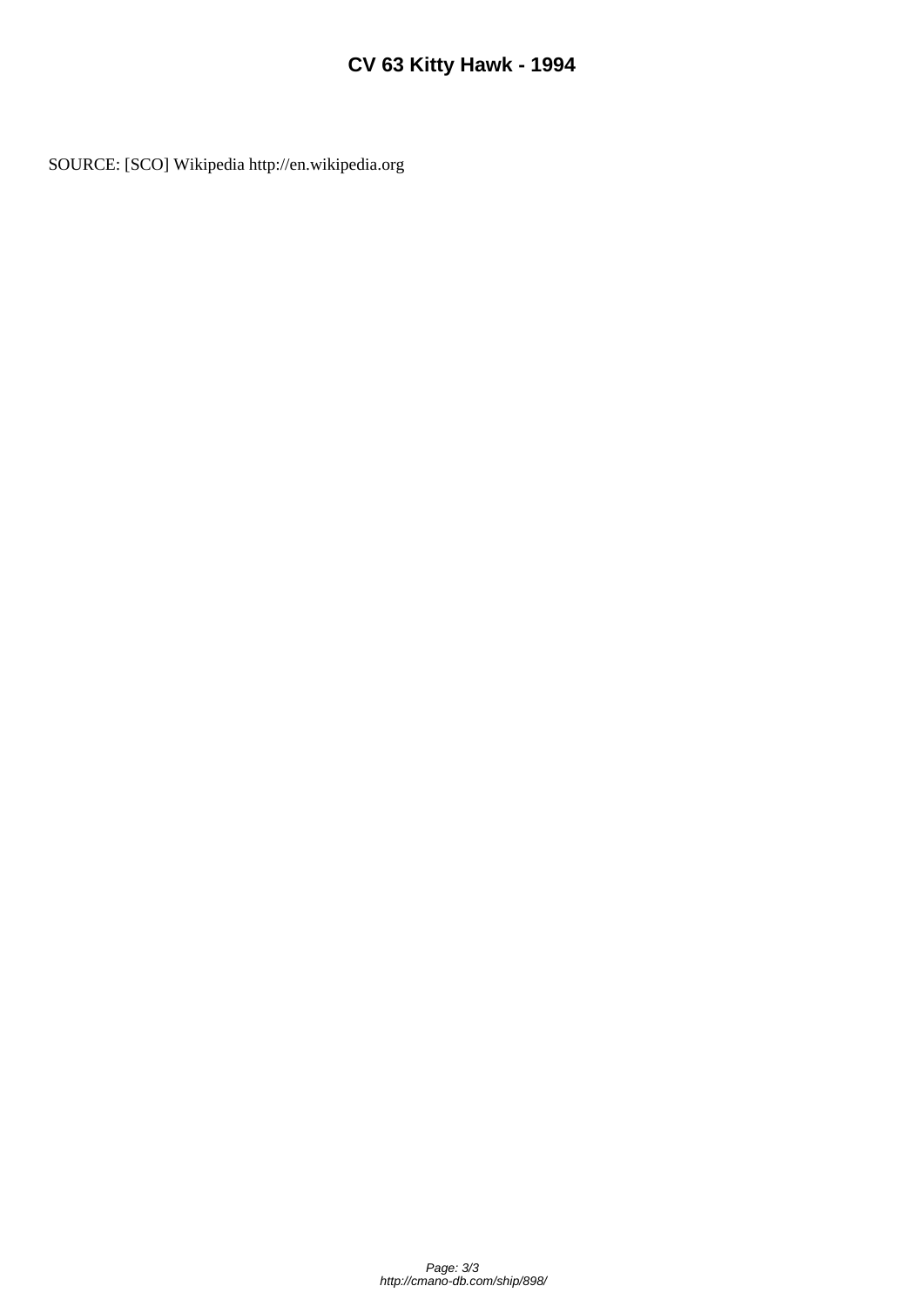SOURCE: [SCO] Wikipedia http://en.wikipedia.org